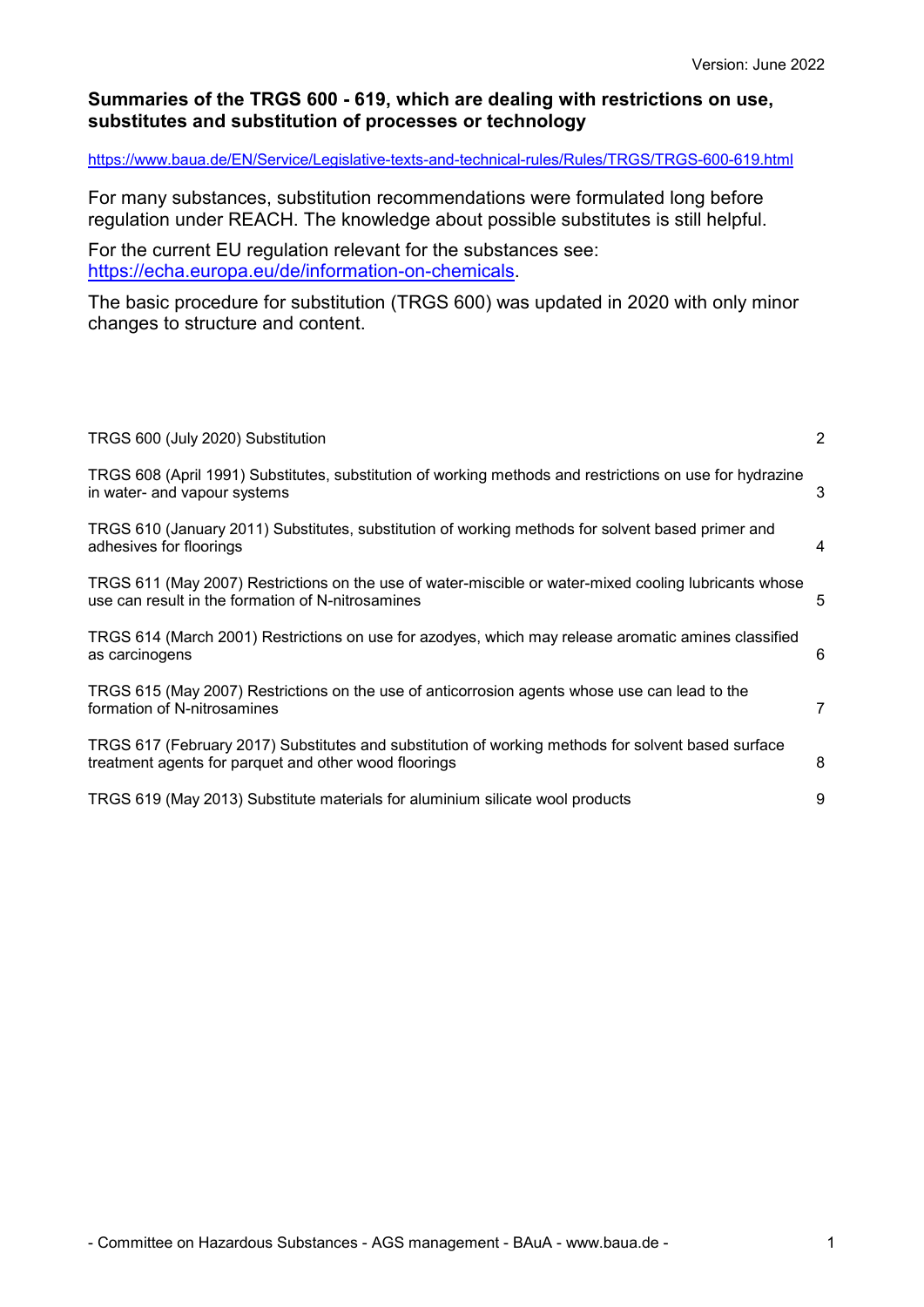Version: June 2022

**Summaries of the TRGS 600 - 619, which are dealing with restrictions on use, substitutes and substitution of processes or technology**

https://www.baua.de/EN/Service/Legislative-texts-and-technical-rules/Rules/TRGS/TRGS-600-619.html

For many substances, substitution recommendations were formulated long before regulation under REACH. The knowledge about possible substitutes is still helpful.

For the current EU regulation relevant for the substances see: https://echa.europa.eu/de/information-on-chemicals.

The basic procedure for substitution (TRGS 600) was updated in 2020 with only minor changes to structure and content.

| | |
|---|---|
| TRGS 600 (July 2020) Substitution | 2 |
| TRGS 608 (April 1991) Substitutes, substitution of working methods and restrictions on use for hydrazine in water- and vapour systems | 3 |
| TRGS 610 (January 2011) Substitutes, substitution of working methods for solvent based primer and adhesives for floorings | 4 |
| TRGS 611 (May 2007) Restrictions on the use of water-miscible or water-mixed cooling lubricants whose use can result in the formation of N-nitrosamines | 5 |
| TRGS 614 (March 2001) Restrictions on use for azodyes, which may release aromatic amines classified as carcinogens | 6 |
| TRGS 615 (May 2007) Restrictions on the use of anticorrosion agents whose use can lead to the formation of N-nitrosamines | 7 |
| TRGS 617 (February 2017) Substitutes and substitution of working methods for solvent based surface treatment agents for parquet and other wood floorings | 8 |
| TRGS 619 (May 2013) Substitute materials for aluminium silicate wool products | 9 |

- Committee on Hazardous Substances - AGS management - BAuA - www.baua.de -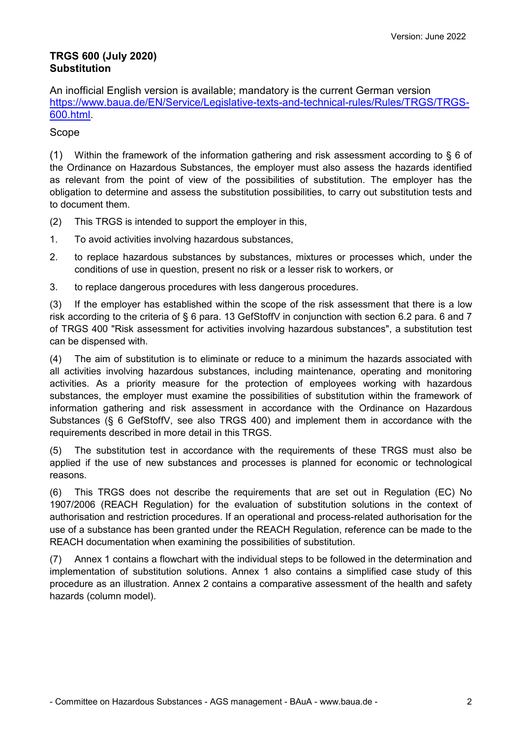## TRGS 600 (July 2020)
## Substitution

An inofficial English version is available; mandatory is the current German version https://www.baua.de/EN/Service/Legislative-texts-and-technical-rules/Rules/TRGS/TRGS-600.html.

Scope

(1) Within the framework of the information gathering and risk assessment according to § 6 of the Ordinance on Hazardous Substances, the employer must also assess the hazards identified as relevant from the point of view of the possibilities of substitution. The employer has the obligation to determine and assess the substitution possibilities, to carry out substitution tests and to document them.

(2) This TRGS is intended to support the employer in this,

1. To avoid activities involving hazardous substances,
2. to replace hazardous substances by substances, mixtures or processes which, under the conditions of use in question, present no risk or a lesser risk to workers, or
3. to replace dangerous procedures with less dangerous procedures.

(3) If the employer has established within the scope of the risk assessment that there is a low risk according to the criteria of § 6 para. 13 GefStoffV in conjunction with section 6.2 para. 6 and 7 of TRGS 400 "Risk assessment for activities involving hazardous substances", a substitution test can be dispensed with.

(4) The aim of substitution is to eliminate or reduce to a minimum the hazards associated with all activities involving hazardous substances, including maintenance, operating and monitoring activities. As a priority measure for the protection of employees working with hazardous substances, the employer must examine the possibilities of substitution within the framework of information gathering and risk assessment in accordance with the Ordinance on Hazardous Substances (§ 6 GefStoffV, see also TRGS 400) and implement them in accordance with the requirements described in more detail in this TRGS.

(5) The substitution test in accordance with the requirements of these TRGS must also be applied if the use of new substances and processes is planned for economic or technological reasons.

(6) This TRGS does not describe the requirements that are set out in Regulation (EC) No 1907/2006 (REACH Regulation) for the evaluation of substitution solutions in the context of authorisation and restriction procedures. If an operational and process-related authorisation for the use of a substance has been granted under the REACH Regulation, reference can be made to the REACH documentation when examining the possibilities of substitution.

(7) Annex 1 contains a flowchart with the individual steps to be followed in the determination and implementation of substitution solutions. Annex 1 also contains a simplified case study of this procedure as an illustration. Annex 2 contains a comparative assessment of the health and safety hazards (column model).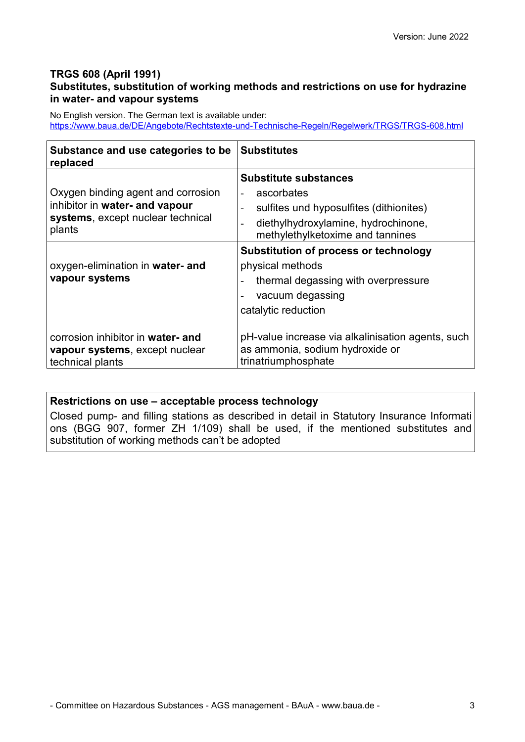### TRGS 608 (April 1991)
### Substitutes, substitution of working methods and restrictions on use for hydrazine in water- and vapour systems

No English version. The German text is available under:
https://www.baua.de/DE/Angebote/Rechtstexte-und-Technische-Regeln/Regelwerk/TRGS/TRGS-608.html

| Substance and use categories to be replaced | Substitutes |
|---|---|
| Oxygen binding agent and corrosion inhibitor in **water- and vapour systems**, except nuclear technical plants | **Substitute substances**<br>- ascorbates<br>- sulfites und hyposulfites (dithionites)<br>- diethylhydroxylamine, hydrochinone, methylethylketoxime and tannines |
| oxygen-elimination in **water- and vapour systems** | **Substitution of process or technology**<br>physical methods<br>- thermal degassing with overpressure<br>- vacuum degassing<br>catalytic reduction |
| corrosion inhibitor in **water- and vapour systems**, except nuclear technical plants | pH-value increase via alkalinisation agents, such as ammonia, sodium hydroxide or trinatriumphosphate |

| Restrictions on use – acceptable process technology |
|---|
| Closed pump- and filling stations as described in detail in Statutory Insurance Informations (BGG 907, former ZH 1/109) shall be used, if the mentioned substitutes and substitution of working methods can't be adopted |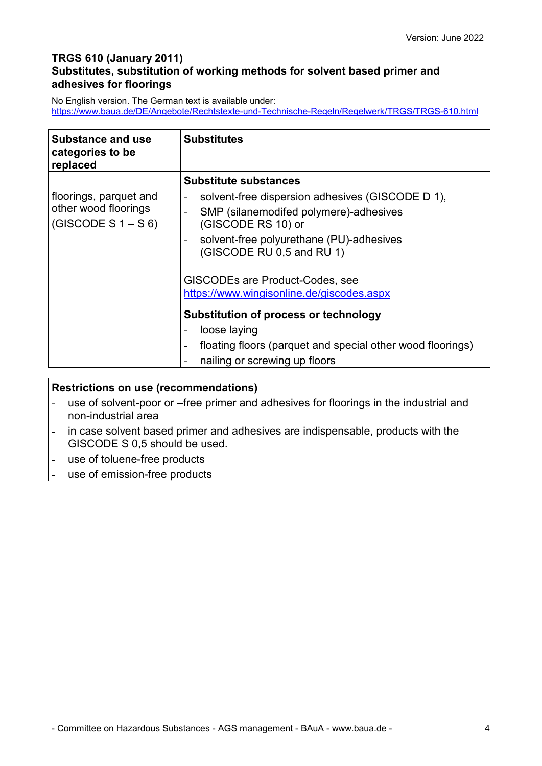## TRGS 610 (January 2011)
## Substitutes, substitution of working methods for solvent based primer and adhesives for floorings

No English version. The German text is available under:
https://www.baua.de/DE/Angebote/Rechtstexte-und-Technische-Regeln/Regelwerk/TRGS/TRGS-610.html

| Substance and use categories to be replaced | Substitutes |
|---|---|
| floorings, parquet and other wood floorings (GISCODE S 1 – S 6) | **Substitute substances**<br>- solvent-free dispersion adhesives (GISCODE D 1),<br>- SMP (silanemodifed polymere)-adhesives (GISCODE RS 10) or<br>- solvent-free polyurethane (PU)-adhesives (GISCODE RU 0,5 and RU 1)<br><br>GISCODEs are Product-Codes, see https://www.wingisonline.de/giscodes.aspx |
| | **Substitution of process or technology**<br>- loose laying<br>- floating floors (parquet and special other wood floorings)<br>- nailing or screwing up floors |

**Restrictions on use (recommendations)**

- use of solvent-poor or –free primer and adhesives for floorings in the industrial and non-industrial area
- in case solvent based primer and adhesives are indispensable, products with the GISCODE S 0,5 should be used.
- use of toluene-free products
- use of emission-free products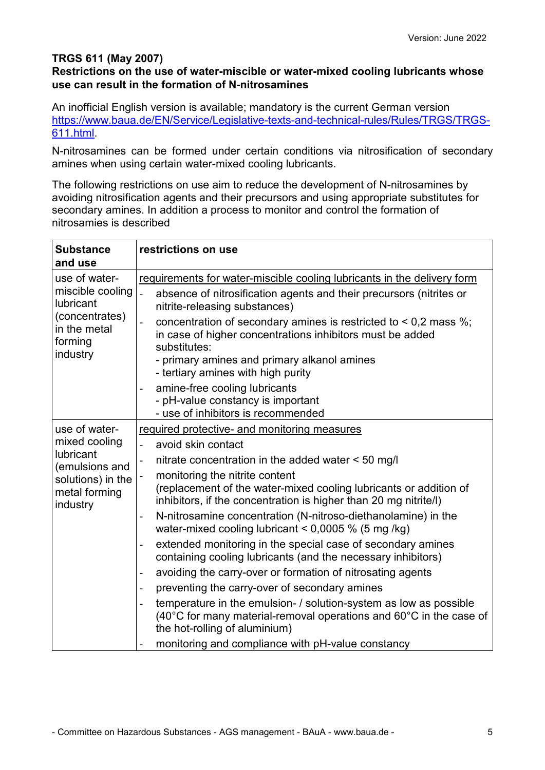### TRGS 611 (May 2007)

### Restrictions on the use of water-miscible or water-mixed cooling lubricants whose use can result in the formation of N-nitrosamines

An inofficial English version is available; mandatory is the current German version https://www.baua.de/EN/Service/Legislative-texts-and-technical-rules/Rules/TRGS/TRGS-611.html.

N-nitrosamines can be formed under certain conditions via nitrosification of secondary amines when using certain water-mixed cooling lubricants.

The following restrictions on use aim to reduce the development of N-nitrosamines by avoiding nitrosification agents and their precursors and using appropriate substitutes for secondary amines. In addition a process to monitor and control the formation of nitrosamies is described

| **Substance and use** | **restrictions on use** |
|---|---|
| use of water-miscible cooling lubricant (concentrates) in the metal forming industry | <u>requirements for water-miscible cooling lubricants in the delivery form</u><br>- absence of nitrosification agents and their precursors (nitrites or nitrite-releasing substances)<br>- concentration of secondary amines is restricted to < 0,2 mass %; in case of higher concentrations inhibitors must be added substitutes:<br>  - primary amines and primary alkanol amines<br>  - tertiary amines with high purity<br>- amine-free cooling lubricants<br>  - pH-value constancy is important<br>  - use of inhibitors is recommended |
| use of water-mixed cooling lubricant (emulsions and solutions) in the metal forming industry | <u>required protective- and monitoring measures</u><br>- avoid skin contact<br>- nitrate concentration in the added water < 50 mg/l<br>- monitoring the nitrite content (replacement of the water-mixed cooling lubricants or addition of inhibitors, if the concentration is higher than 20 mg nitrite/l)<br>- N-nitrosamine concentration (N-nitroso-diethanolamine) in the water-mixed cooling lubricant < 0,0005 % (5 mg /kg)<br>- extended monitoring in the special case of secondary amines containing cooling lubricants (and the necessary inhibitors)<br>- avoiding the carry-over or formation of nitrosating agents<br>- preventing the carry-over of secondary amines<br>- temperature in the emulsion- / solution-system as low as possible (40°C for many material-removal operations and 60°C in the case of the hot-rolling of aluminium)<br>- monitoring and compliance with pH-value constancy |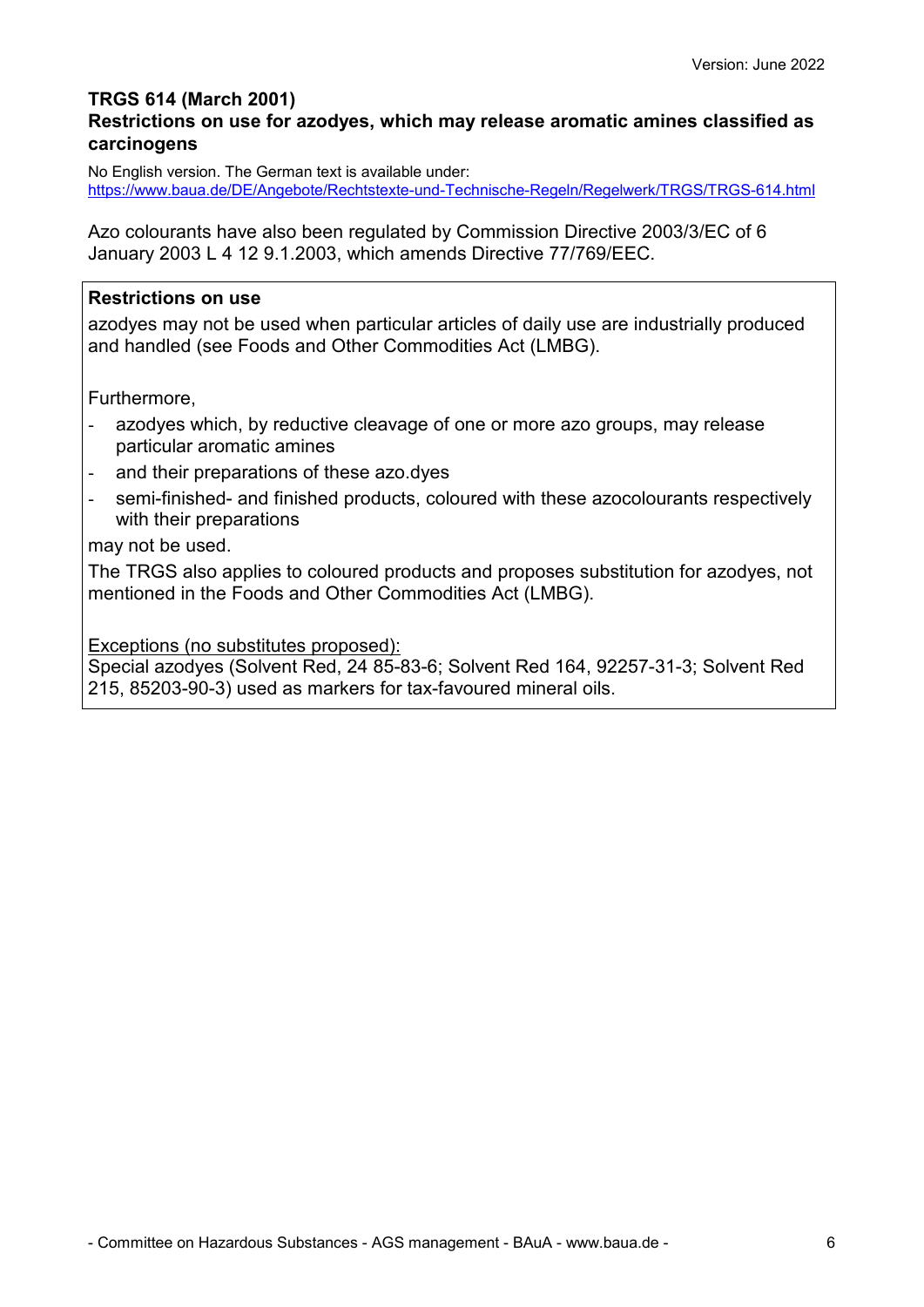**TRGS 614 (March 2001)**
**Restrictions on use for azodyes, which may release aromatic amines classified as carcinogens**

No English version. The German text is available under:
https://www.baua.de/DE/Angebote/Rechtstexte-und-Technische-Regeln/Regelwerk/TRGS/TRGS-614.html

Azo colourants have also been regulated by Commission Directive 2003/3/EC of 6 January 2003 L 4 12 9.1.2003, which amends Directive 77/769/EEC.

**Restrictions on use**

azodyes may not be used when particular articles of daily use are industrially produced and handled (see Foods and Other Commodities Act (LMBG).

Furthermore,

- azodyes which, by reductive cleavage of one or more azo groups, may release particular aromatic amines
- and their preparations of these azo.dyes
- semi-finished- and finished products, coloured with these azocolourants respectively with their preparations

may not be used.

The TRGS also applies to coloured products and proposes substitution for azodyes, not mentioned in the Foods and Other Commodities Act (LMBG).

Exceptions (no substitutes proposed):
Special azodyes (Solvent Red, 24 85-83-6; Solvent Red 164, 92257-31-3; Solvent Red 215, 85203-90-3) used as markers for tax-favoured mineral oils.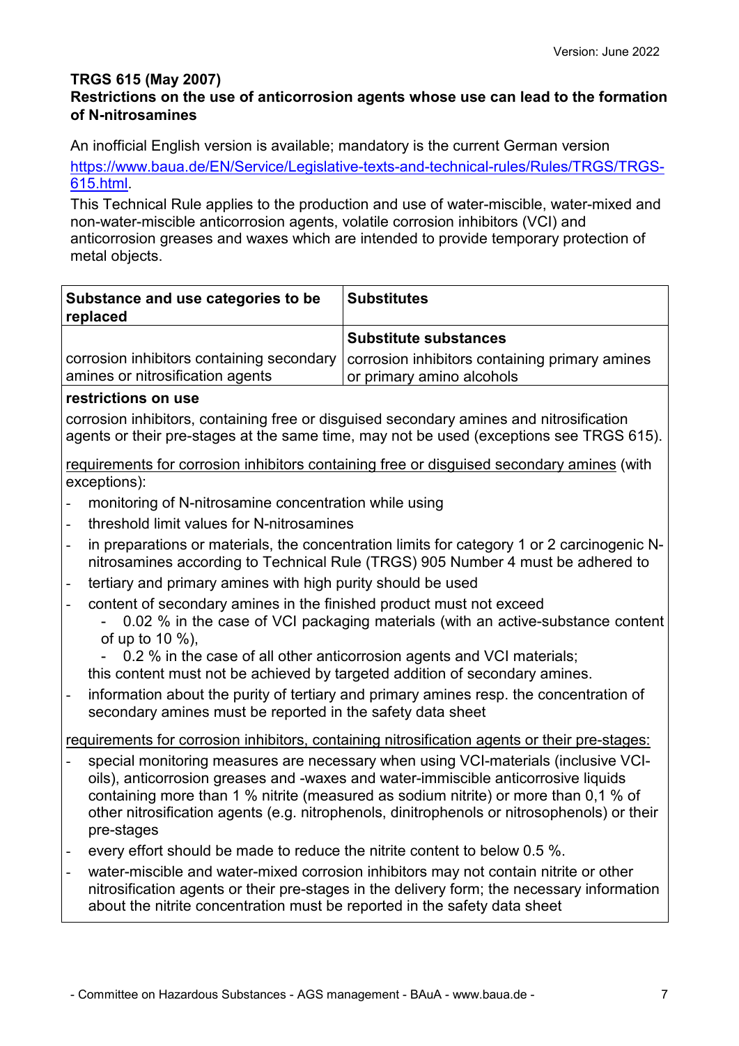**TRGS 615 (May 2007)**
**Restrictions on the use of anticorrosion agents whose use can lead to the formation of N-nitrosamines**

An inofficial English version is available; mandatory is the current German version [https://www.baua.de/EN/Service/Legislative-texts-and-technical-rules/Rules/TRGS/TRGS-615.html](https://www.baua.de/EN/Service/Legislative-texts-and-technical-rules/Rules/TRGS/TRGS-615.html).

This Technical Rule applies to the production and use of water-miscible, water-mixed and non-water-miscible anticorrosion agents, volatile corrosion inhibitors (VCI) and anticorrosion greases and waxes which are intended to provide temporary protection of metal objects.

| Substance and use categories to be replaced | Substitutes |
|---|---|
| | **Substitute substances** |
| corrosion inhibitors containing secondary amines or nitrosification agents | corrosion inhibitors containing primary amines or primary amino alcohols |

**restrictions on use**

corrosion inhibitors, containing free or disguised secondary amines and nitrosification agents or their pre-stages at the same time, may not be used (exceptions see TRGS 615).

<u>requirements for corrosion inhibitors containing free or disguised secondary amines</u> (with exceptions):

- monitoring of N-nitrosamine concentration while using
- threshold limit values for N-nitrosamines
- in preparations or materials, the concentration limits for category 1 or 2 carcinogenic N-nitrosamines according to Technical Rule (TRGS) 905 Number 4 must be adhered to
- tertiary and primary amines with high purity should be used
- content of secondary amines in the finished product must not exceed
  - 0.02 % in the case of VCI packaging materials (with an active-substance content of up to 10 %),
  - 0.2 % in the case of all other anticorrosion agents and VCI materials;

  this content must not be achieved by targeted addition of secondary amines.
- information about the purity of tertiary and primary amines resp. the concentration of secondary amines must be reported in the safety data sheet

<u>requirements for corrosion inhibitors, containing nitrosification agents or their pre-stages:</u>

- special monitoring measures are necessary when using VCI-materials (inclusive VCI-oils), anticorrosion greases and -waxes and water-immiscible anticorrosive liquids containing more than 1 % nitrite (measured as sodium nitrite) or more than 0,1 % of other nitrosification agents (e.g. nitrophenols, dinitrophenols or nitrosophenols) or their pre-stages
- every effort should be made to reduce the nitrite content to below 0.5 %.
- water-miscible and water-mixed corrosion inhibitors may not contain nitrite or other nitrosification agents or their pre-stages in the delivery form; the necessary information about the nitrite concentration must be reported in the safety data sheet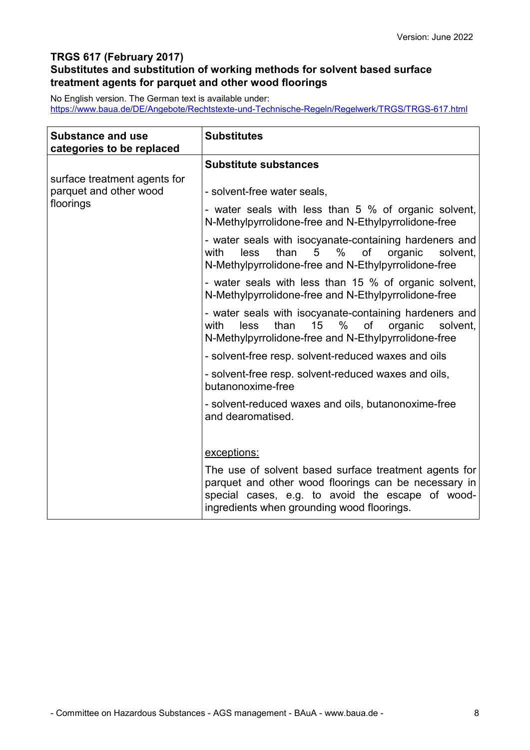Version: June 2022

## TRGS 617 (February 2017)
## Substitutes and substitution of working methods for solvent based surface treatment agents for parquet and other wood floorings

No English version. The German text is available under:
https://www.baua.de/DE/Angebote/Rechtstexte-und-Technische-Regeln/Regelwerk/TRGS/TRGS-617.html

| Substance and use categories to be replaced | Substitutes |
|---|---|
| surface treatment agents for parquet and other wood floorings | **Substitute substances**<br><br>- solvent-free water seals,<br><br>- water seals with less than 5 % of organic solvent, N-Methylpyrrolidone-free and N-Ethylpyrrolidone-free<br><br>- water seals with isocyanate-containing hardeners and with less than 5 % of organic solvent, N-Methylpyrrolidone-free and N-Ethylpyrrolidone-free<br><br>- water seals with less than 15 % of organic solvent, N-Methylpyrrolidone-free and N-Ethylpyrrolidone-free<br><br>- water seals with isocyanate-containing hardeners and with less than 15 % of organic solvent, N-Methylpyrrolidone-free and N-Ethylpyrrolidone-free<br><br>- solvent-free resp. solvent-reduced waxes and oils<br><br>- solvent-free resp. solvent-reduced waxes and oils, butanonoxime-free<br><br>- solvent-reduced waxes and oils, butanonoxime-free and dearomatised.<br><br><u>exceptions:</u><br><br>The use of solvent based surface treatment agents for parquet and other wood floorings can be necessary in special cases, e.g. to avoid the escape of wood-ingredients when grounding wood floorings. |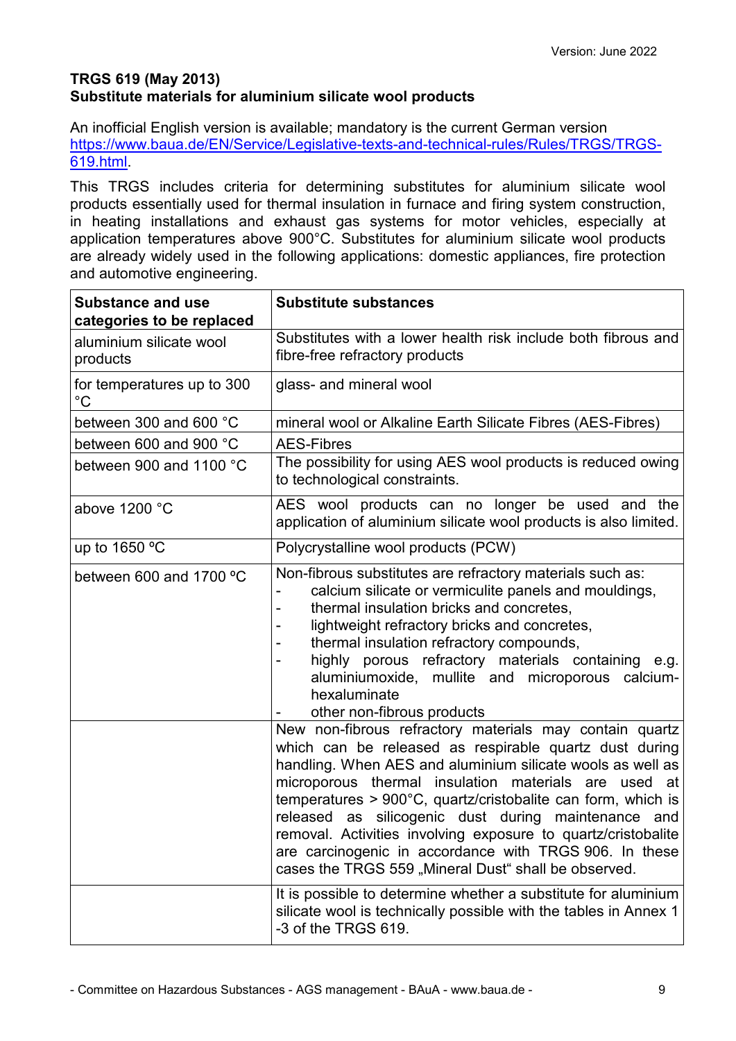**TRGS 619 (May 2013)**
**Substitute materials for aluminium silicate wool products**

An inofficial English version is available; mandatory is the current German version https://www.baua.de/EN/Service/Legislative-texts-and-technical-rules/Rules/TRGS/TRGS-619.html.

This TRGS includes criteria for determining substitutes for aluminium silicate wool products essentially used for thermal insulation in furnace and firing system construction, in heating installations and exhaust gas systems for motor vehicles, especially at application temperatures above 900°C. Substitutes for aluminium silicate wool products are already widely used in the following applications: domestic appliances, fire protection and automotive engineering.

| Substance and use categories to be replaced | Substitute substances |
|---|---|
| aluminium silicate wool products | Substitutes with a lower health risk include both fibrous and fibre-free refractory products |
| for temperatures up to 300 °C | glass- and mineral wool |
| between 300 and 600 °C | mineral wool or Alkaline Earth Silicate Fibres (AES-Fibres) |
| between 600 and 900 °C | AES-Fibres |
| between 900 and 1100 °C | The possibility for using AES wool products is reduced owing to technological constraints. |
| above 1200 °C | AES wool products can no longer be used and the application of aluminium silicate wool products is also limited. |
| up to 1650 ºC | Polycrystalline wool products (PCW) |
| between 600 and 1700 ºC | Non-fibrous substitutes are refractory materials such as:<br>- calcium silicate or vermiculite panels and mouldings,<br>- thermal insulation bricks and concretes,<br>- lightweight refractory bricks and concretes,<br>- thermal insulation refractory compounds,<br>- highly porous refractory materials containing e.g. aluminiumoxide, mullite and microporous calcium-hexaluminate<br>- other non-fibrous products |
| | New non-fibrous refractory materials may contain quartz which can be released as respirable quartz dust during handling. When AES and aluminium silicate wools as well as microporous thermal insulation materials are used at temperatures > 900°C, quartz/cristobalite can form, which is released as silicogenic dust during maintenance and removal. Activities involving exposure to quartz/cristobalite are carcinogenic in accordance with TRGS 906. In these cases the TRGS 559 „Mineral Dust" shall be observed. |
| | It is possible to determine whether a substitute for aluminium silicate wool is technically possible with the tables in Annex 1 -3 of the TRGS 619. |